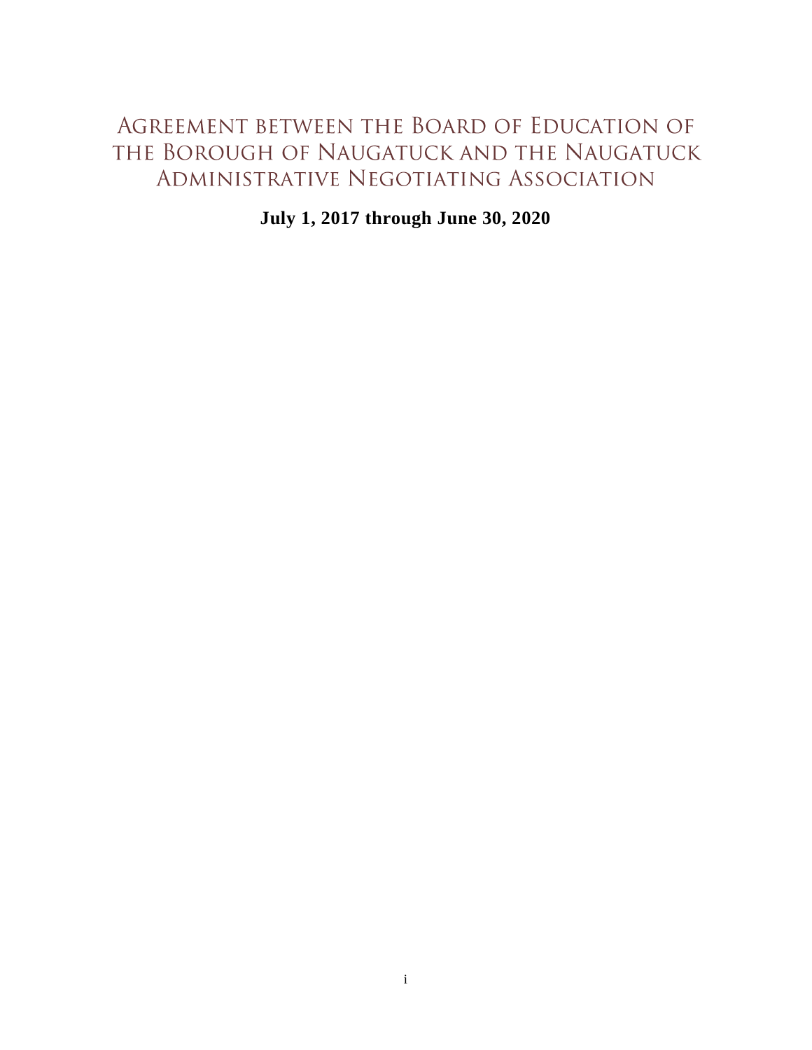# Agreement between the Board of Education of the Borough of Naugatuck and the Naugatuck Administrative Negotiating Association

**July 1, 2017 through June 30, 2020**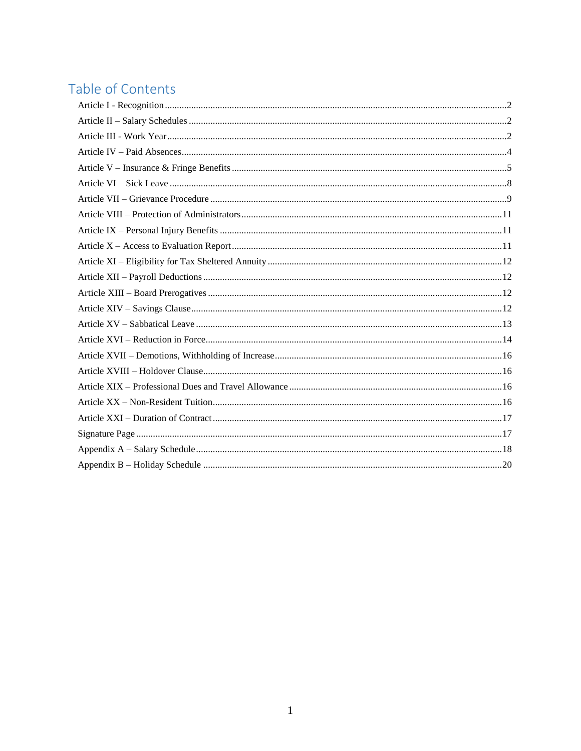# Table of Contents

Article I - Recognition ..... 2
Article II – Salary Schedules ..... 2
Article III - Work Year ..... 2
Article IV – Paid Absences ..... 4
Article V – Insurance & Fringe Benefits ..... 5
Article VI – Sick Leave ..... 8
Article VII – Grievance Procedure ..... 9
Article VIII – Protection of Administrators ..... 11
Article IX – Personal Injury Benefits ..... 11
Article X – Access to Evaluation Report ..... 11
Article XI – Eligibility for Tax Sheltered Annuity ..... 12
Article XII – Payroll Deductions ..... 12
Article XIII – Board Prerogatives ..... 12
Article XIV – Savings Clause ..... 12
Article XV – Sabbatical Leave ..... 13
Article XVI – Reduction in Force ..... 14
Article XVII – Demotions, Withholding of Increase ..... 16
Article XVIII – Holdover Clause ..... 16
Article XIX – Professional Dues and Travel Allowance ..... 16
Article XX – Non-Resident Tuition ..... 16
Article XXI – Duration of Contract ..... 17
Signature Page ..... 17
Appendix A – Salary Schedule ..... 18
Appendix B – Holiday Schedule ..... 20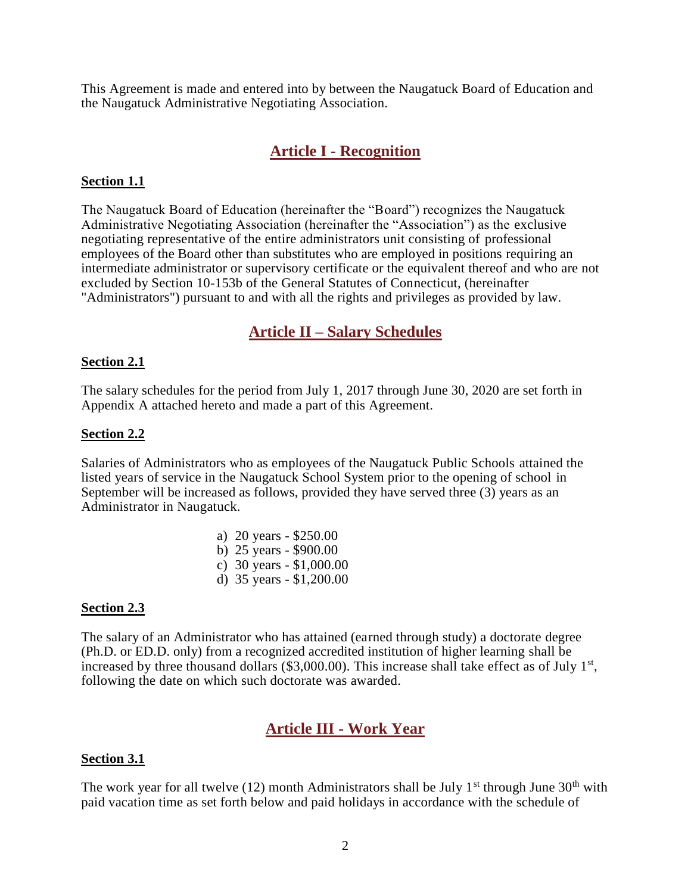This Agreement is made and entered into by between the Naugatuck Board of Education and the Naugatuck Administrative Negotiating Association.

## Article I - Recognition

### Section 1.1

The Naugatuck Board of Education (hereinafter the "Board") recognizes the Naugatuck Administrative Negotiating Association (hereinafter the "Association") as the exclusive negotiating representative of the entire administrators unit consisting of professional employees of the Board other than substitutes who are employed in positions requiring an intermediate administrator or supervisory certificate or the equivalent thereof and who are not excluded by Section 10-153b of the General Statutes of Connecticut, (hereinafter "Administrators") pursuant to and with all the rights and privileges as provided by law.

## Article II – Salary Schedules

### Section 2.1

The salary schedules for the period from July 1, 2017 through June 30, 2020 are set forth in Appendix A attached hereto and made a part of this Agreement.

### Section 2.2

Salaries of Administrators who as employees of the Naugatuck Public Schools attained the listed years of service in the Naugatuck School System prior to the opening of school in September will be increased as follows, provided they have served three (3) years as an Administrator in Naugatuck.

a) 20 years - $250.00
b) 25 years - $900.00
c) 30 years - $1,000.00
d) 35 years - $1,200.00

### Section 2.3

The salary of an Administrator who has attained (earned through study) a doctorate degree (Ph.D. or ED.D. only) from a recognized accredited institution of higher learning shall be increased by three thousand dollars ($3,000.00). This increase shall take effect as of July 1st, following the date on which such doctorate was awarded.

## Article III - Work Year

### Section 3.1

The work year for all twelve (12) month Administrators shall be July 1st through June 30th with paid vacation time as set forth below and paid holidays in accordance with the schedule of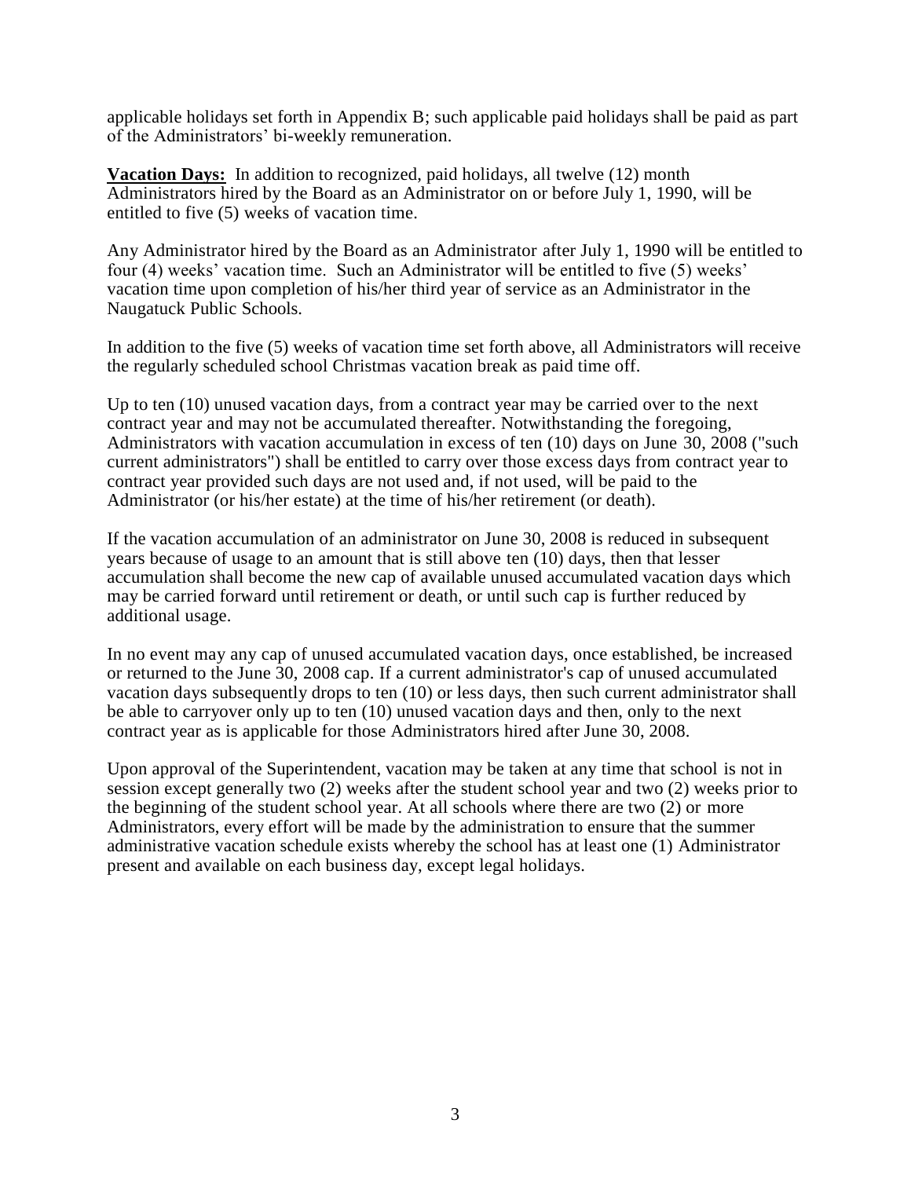applicable holidays set forth in Appendix B; such applicable paid holidays shall be paid as part of the Administrators' bi-weekly remuneration.

**Vacation Days:** In addition to recognized, paid holidays, all twelve (12) month Administrators hired by the Board as an Administrator on or before July 1, 1990, will be entitled to five (5) weeks of vacation time.

Any Administrator hired by the Board as an Administrator after July 1, 1990 will be entitled to four (4) weeks' vacation time. Such an Administrator will be entitled to five (5) weeks' vacation time upon completion of his/her third year of service as an Administrator in the Naugatuck Public Schools.

In addition to the five (5) weeks of vacation time set forth above, all Administrators will receive the regularly scheduled school Christmas vacation break as paid time off.

Up to ten (10) unused vacation days, from a contract year may be carried over to the next contract year and may not be accumulated thereafter. Notwithstanding the foregoing, Administrators with vacation accumulation in excess of ten (10) days on June 30, 2008 ("such current administrators") shall be entitled to carry over those excess days from contract year to contract year provided such days are not used and, if not used, will be paid to the Administrator (or his/her estate) at the time of his/her retirement (or death).

If the vacation accumulation of an administrator on June 30, 2008 is reduced in subsequent years because of usage to an amount that is still above ten (10) days, then that lesser accumulation shall become the new cap of available unused accumulated vacation days which may be carried forward until retirement or death, or until such cap is further reduced by additional usage.

In no event may any cap of unused accumulated vacation days, once established, be increased or returned to the June 30, 2008 cap. If a current administrator's cap of unused accumulated vacation days subsequently drops to ten (10) or less days, then such current administrator shall be able to carryover only up to ten (10) unused vacation days and then, only to the next contract year as is applicable for those Administrators hired after June 30, 2008.

Upon approval of the Superintendent, vacation may be taken at any time that school is not in session except generally two (2) weeks after the student school year and two (2) weeks prior to the beginning of the student school year. At all schools where there are two (2) or more Administrators, every effort will be made by the administration to ensure that the summer administrative vacation schedule exists whereby the school has at least one (1) Administrator present and available on each business day, except legal holidays.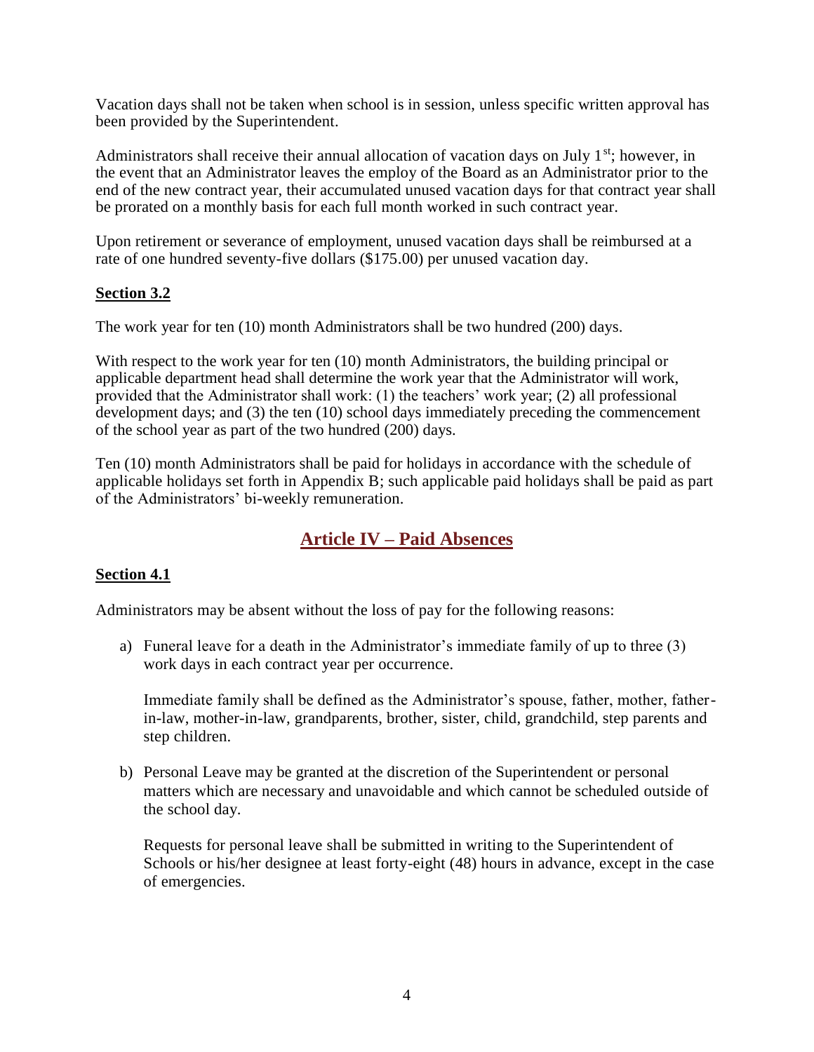Vacation days shall not be taken when school is in session, unless specific written approval has been provided by the Superintendent.

Administrators shall receive their annual allocation of vacation days on July 1st; however, in the event that an Administrator leaves the employ of the Board as an Administrator prior to the end of the new contract year, their accumulated unused vacation days for that contract year shall be prorated on a monthly basis for each full month worked in such contract year.

Upon retirement or severance of employment, unused vacation days shall be reimbursed at a rate of one hundred seventy-five dollars ($175.00) per unused vacation day.

**Section 3.2**

The work year for ten (10) month Administrators shall be two hundred (200) days.

With respect to the work year for ten (10) month Administrators, the building principal or applicable department head shall determine the work year that the Administrator will work, provided that the Administrator shall work: (1) the teachers' work year; (2) all professional development days; and (3) the ten (10) school days immediately preceding the commencement of the school year as part of the two hundred (200) days.

Ten (10) month Administrators shall be paid for holidays in accordance with the schedule of applicable holidays set forth in Appendix B; such applicable paid holidays shall be paid as part of the Administrators' bi-weekly remuneration.

## Article IV – Paid Absences

**Section 4.1**

Administrators may be absent without the loss of pay for the following reasons:

a) Funeral leave for a death in the Administrator's immediate family of up to three (3) work days in each contract year per occurrence.

   Immediate family shall be defined as the Administrator's spouse, father, mother, father-in-law, mother-in-law, grandparents, brother, sister, child, grandchild, step parents and step children.

b) Personal Leave may be granted at the discretion of the Superintendent or personal matters which are necessary and unavoidable and which cannot be scheduled outside of the school day.

   Requests for personal leave shall be submitted in writing to the Superintendent of Schools or his/her designee at least forty-eight (48) hours in advance, except in the case of emergencies.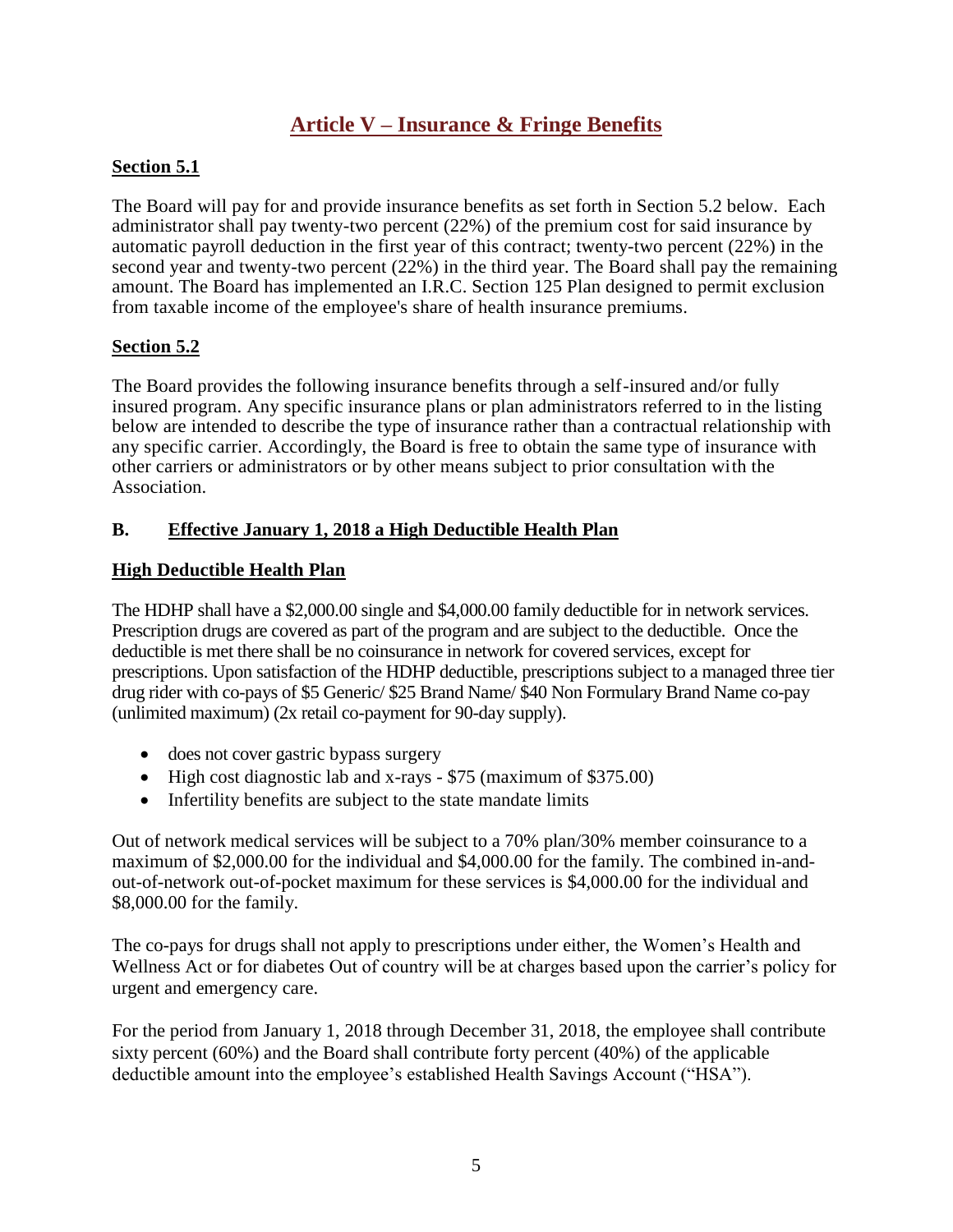# Article V – Insurance & Fringe Benefits

## Section 5.1

The Board will pay for and provide insurance benefits as set forth in Section 5.2 below. Each administrator shall pay twenty-two percent (22%) of the premium cost for said insurance by automatic payroll deduction in the first year of this contract; twenty-two percent (22%) in the second year and twenty-two percent (22%) in the third year. The Board shall pay the remaining amount. The Board has implemented an I.R.C. Section 125 Plan designed to permit exclusion from taxable income of the employee's share of health insurance premiums.

## Section 5.2

The Board provides the following insurance benefits through a self-insured and/or fully insured program. Any specific insurance plans or plan administrators referred to in the listing below are intended to describe the type of insurance rather than a contractual relationship with any specific carrier. Accordingly, the Board is free to obtain the same type of insurance with other carriers or administrators or by other means subject to prior consultation with the Association.

### B. Effective January 1, 2018 a High Deductible Health Plan

### High Deductible Health Plan

The HDHP shall have a $2,000.00 single and $4,000.00 family deductible for in network services. Prescription drugs are covered as part of the program and are subject to the deductible. Once the deductible is met there shall be no coinsurance in network for covered services, except for prescriptions. Upon satisfaction of the HDHP deductible, prescriptions subject to a managed three tier drug rider with co-pays of $5 Generic/ $25 Brand Name/ $40 Non Formulary Brand Name co-pay (unlimited maximum) (2x retail co-payment for 90-day supply).

- does not cover gastric bypass surgery
- High cost diagnostic lab and x-rays - $75 (maximum of $375.00)
- Infertility benefits are subject to the state mandate limits

Out of network medical services will be subject to a 70% plan/30% member coinsurance to a maximum of $2,000.00 for the individual and $4,000.00 for the family. The combined in-and-out-of-network out-of-pocket maximum for these services is $4,000.00 for the individual and $8,000.00 for the family.

The co-pays for drugs shall not apply to prescriptions under either, the Women's Health and Wellness Act or for diabetes Out of country will be at charges based upon the carrier's policy for urgent and emergency care.

For the period from January 1, 2018 through December 31, 2018, the employee shall contribute sixty percent (60%) and the Board shall contribute forty percent (40%) of the applicable deductible amount into the employee's established Health Savings Account ("HSA").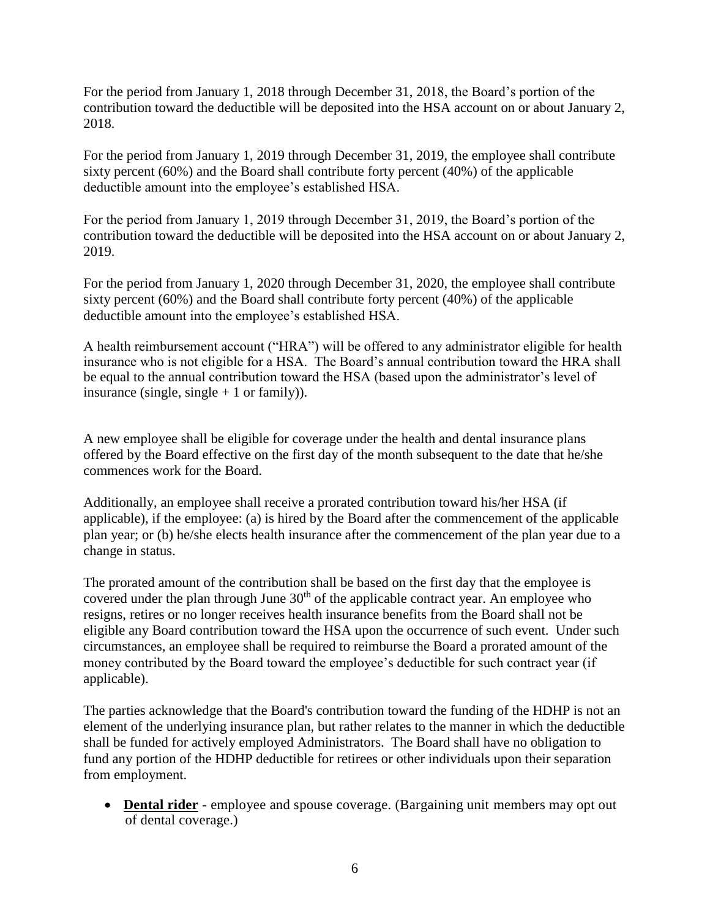For the period from January 1, 2018 through December 31, 2018, the Board's portion of the contribution toward the deductible will be deposited into the HSA account on or about January 2, 2018.

For the period from January 1, 2019 through December 31, 2019, the employee shall contribute sixty percent (60%) and the Board shall contribute forty percent (40%) of the applicable deductible amount into the employee's established HSA.

For the period from January 1, 2019 through December 31, 2019, the Board's portion of the contribution toward the deductible will be deposited into the HSA account on or about January 2, 2019.

For the period from January 1, 2020 through December 31, 2020, the employee shall contribute sixty percent (60%) and the Board shall contribute forty percent (40%) of the applicable deductible amount into the employee's established HSA.

A health reimbursement account ("HRA") will be offered to any administrator eligible for health insurance who is not eligible for a HSA. The Board's annual contribution toward the HRA shall be equal to the annual contribution toward the HSA (based upon the administrator's level of insurance (single, single + 1 or family)).

A new employee shall be eligible for coverage under the health and dental insurance plans offered by the Board effective on the first day of the month subsequent to the date that he/she commences work for the Board.

Additionally, an employee shall receive a prorated contribution toward his/her HSA (if applicable), if the employee: (a) is hired by the Board after the commencement of the applicable plan year; or (b) he/she elects health insurance after the commencement of the plan year due to a change in status.

The prorated amount of the contribution shall be based on the first day that the employee is covered under the plan through June 30th of the applicable contract year. An employee who resigns, retires or no longer receives health insurance benefits from the Board shall not be eligible any Board contribution toward the HSA upon the occurrence of such event. Under such circumstances, an employee shall be required to reimburse the Board a prorated amount of the money contributed by the Board toward the employee's deductible for such contract year (if applicable).

The parties acknowledge that the Board's contribution toward the funding of the HDHP is not an element of the underlying insurance plan, but rather relates to the manner in which the deductible shall be funded for actively employed Administrators. The Board shall have no obligation to fund any portion of the HDHP deductible for retirees or other individuals upon their separation from employment.

- **Dental rider** - employee and spouse coverage. (Bargaining unit members may opt out of dental coverage.)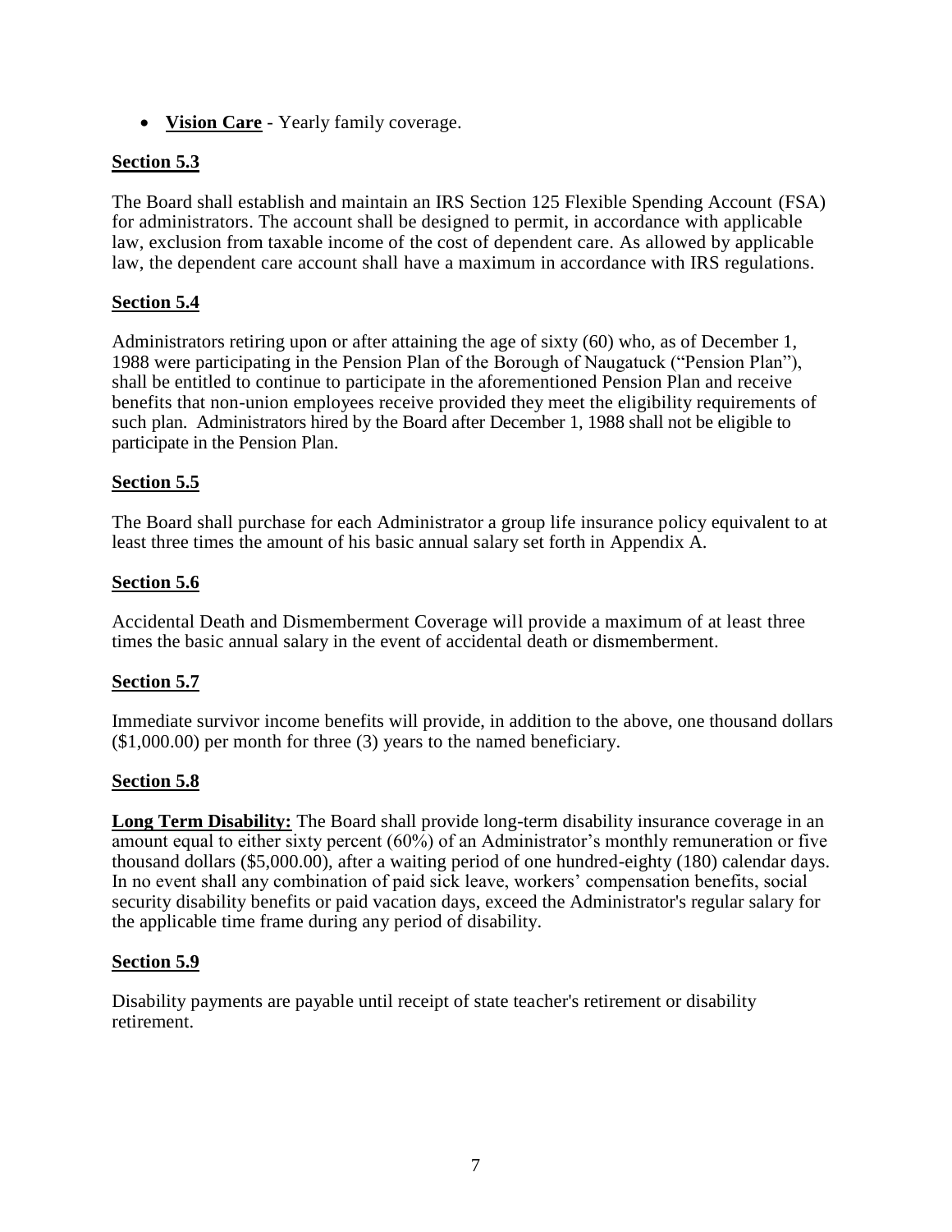- **Vision Care** - Yearly family coverage.

**Section 5.3**

The Board shall establish and maintain an IRS Section 125 Flexible Spending Account (FSA) for administrators. The account shall be designed to permit, in accordance with applicable law, exclusion from taxable income of the cost of dependent care. As allowed by applicable law, the dependent care account shall have a maximum in accordance with IRS regulations.

**Section 5.4**

Administrators retiring upon or after attaining the age of sixty (60) who, as of December 1, 1988 were participating in the Pension Plan of the Borough of Naugatuck ("Pension Plan"), shall be entitled to continue to participate in the aforementioned Pension Plan and receive benefits that non-union employees receive provided they meet the eligibility requirements of such plan. Administrators hired by the Board after December 1, 1988 shall not be eligible to participate in the Pension Plan.

**Section 5.5**

The Board shall purchase for each Administrator a group life insurance policy equivalent to at least three times the amount of his basic annual salary set forth in Appendix A.

**Section 5.6**

Accidental Death and Dismemberment Coverage will provide a maximum of at least three times the basic annual salary in the event of accidental death or dismemberment.

**Section 5.7**

Immediate survivor income benefits will provide, in addition to the above, one thousand dollars ($1,000.00) per month for three (3) years to the named beneficiary.

**Section 5.8**

**Long Term Disability:** The Board shall provide long-term disability insurance coverage in an amount equal to either sixty percent (60%) of an Administrator's monthly remuneration or five thousand dollars ($5,000.00), after a waiting period of one hundred-eighty (180) calendar days. In no event shall any combination of paid sick leave, workers' compensation benefits, social security disability benefits or paid vacation days, exceed the Administrator's regular salary for the applicable time frame during any period of disability.

**Section 5.9**

Disability payments are payable until receipt of state teacher's retirement or disability retirement.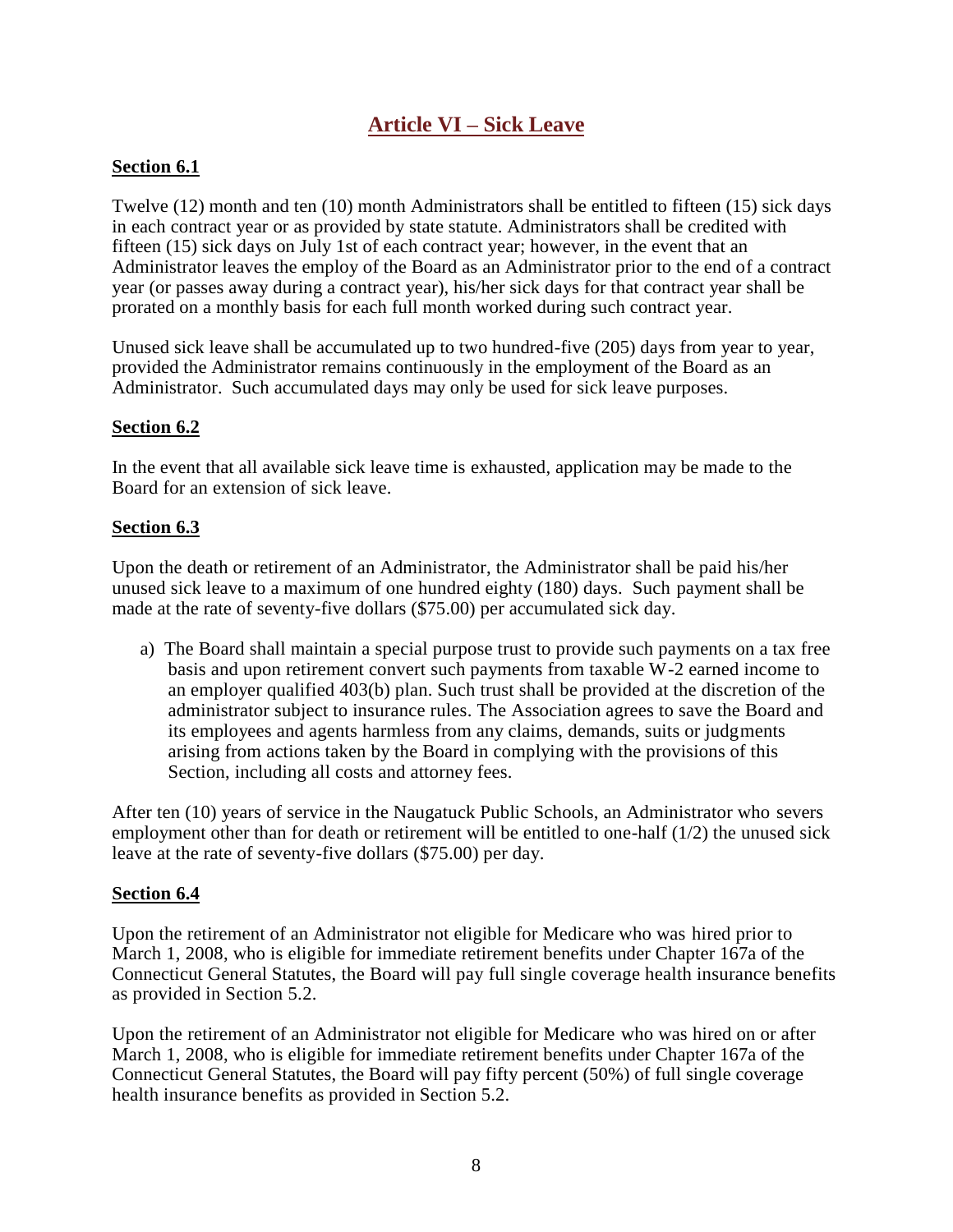# Article VI – Sick Leave

## Section 6.1

Twelve (12) month and ten (10) month Administrators shall be entitled to fifteen (15) sick days in each contract year or as provided by state statute. Administrators shall be credited with fifteen (15) sick days on July 1st of each contract year; however, in the event that an Administrator leaves the employ of the Board as an Administrator prior to the end of a contract year (or passes away during a contract year), his/her sick days for that contract year shall be prorated on a monthly basis for each full month worked during such contract year.

Unused sick leave shall be accumulated up to two hundred-five (205) days from year to year, provided the Administrator remains continuously in the employment of the Board as an Administrator. Such accumulated days may only be used for sick leave purposes.

## Section 6.2

In the event that all available sick leave time is exhausted, application may be made to the Board for an extension of sick leave.

## Section 6.3

Upon the death or retirement of an Administrator, the Administrator shall be paid his/her unused sick leave to a maximum of one hundred eighty (180) days. Such payment shall be made at the rate of seventy-five dollars ($75.00) per accumulated sick day.

a) The Board shall maintain a special purpose trust to provide such payments on a tax free basis and upon retirement convert such payments from taxable W-2 earned income to an employer qualified 403(b) plan. Such trust shall be provided at the discretion of the administrator subject to insurance rules. The Association agrees to save the Board and its employees and agents harmless from any claims, demands, suits or judgments arising from actions taken by the Board in complying with the provisions of this Section, including all costs and attorney fees.

After ten (10) years of service in the Naugatuck Public Schools, an Administrator who severs employment other than for death or retirement will be entitled to one-half (1/2) the unused sick leave at the rate of seventy-five dollars ($75.00) per day.

## Section 6.4

Upon the retirement of an Administrator not eligible for Medicare who was hired prior to March 1, 2008, who is eligible for immediate retirement benefits under Chapter 167a of the Connecticut General Statutes, the Board will pay full single coverage health insurance benefits as provided in Section 5.2.

Upon the retirement of an Administrator not eligible for Medicare who was hired on or after March 1, 2008, who is eligible for immediate retirement benefits under Chapter 167a of the Connecticut General Statutes, the Board will pay fifty percent (50%) of full single coverage health insurance benefits as provided in Section 5.2.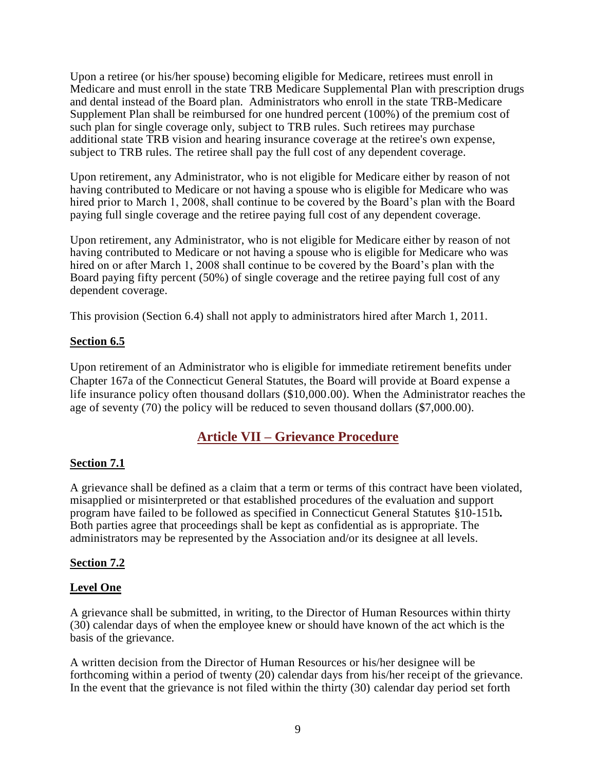Upon a retiree (or his/her spouse) becoming eligible for Medicare, retirees must enroll in Medicare and must enroll in the state TRB Medicare Supplemental Plan with prescription drugs and dental instead of the Board plan. Administrators who enroll in the state TRB-Medicare Supplement Plan shall be reimbursed for one hundred percent (100%) of the premium cost of such plan for single coverage only, subject to TRB rules. Such retirees may purchase additional state TRB vision and hearing insurance coverage at the retiree's own expense, subject to TRB rules. The retiree shall pay the full cost of any dependent coverage.

Upon retirement, any Administrator, who is not eligible for Medicare either by reason of not having contributed to Medicare or not having a spouse who is eligible for Medicare who was hired prior to March 1, 2008, shall continue to be covered by the Board's plan with the Board paying full single coverage and the retiree paying full cost of any dependent coverage.

Upon retirement, any Administrator, who is not eligible for Medicare either by reason of not having contributed to Medicare or not having a spouse who is eligible for Medicare who was hired on or after March 1, 2008 shall continue to be covered by the Board's plan with the Board paying fifty percent (50%) of single coverage and the retiree paying full cost of any dependent coverage.

This provision (Section 6.4) shall not apply to administrators hired after March 1, 2011.

**Section 6.5**

Upon retirement of an Administrator who is eligible for immediate retirement benefits under Chapter 167a of the Connecticut General Statutes, the Board will provide at Board expense a life insurance policy often thousand dollars ($10,000.00). When the Administrator reaches the age of seventy (70) the policy will be reduced to seven thousand dollars ($7,000.00).

## Article VII – Grievance Procedure

**Section 7.1**

A grievance shall be defined as a claim that a term or terms of this contract have been violated, misapplied or misinterpreted or that established procedures of the evaluation and support program have failed to be followed as specified in Connecticut General Statutes §10-151b**.** Both parties agree that proceedings shall be kept as confidential as is appropriate. The administrators may be represented by the Association and/or its designee at all levels.

**Section 7.2**

**Level One**

A grievance shall be submitted, in writing, to the Director of Human Resources within thirty (30) calendar days of when the employee knew or should have known of the act which is the basis of the grievance.

A written decision from the Director of Human Resources or his/her designee will be forthcoming within a period of twenty (20) calendar days from his/her receipt of the grievance. In the event that the grievance is not filed within the thirty (30) calendar day period set forth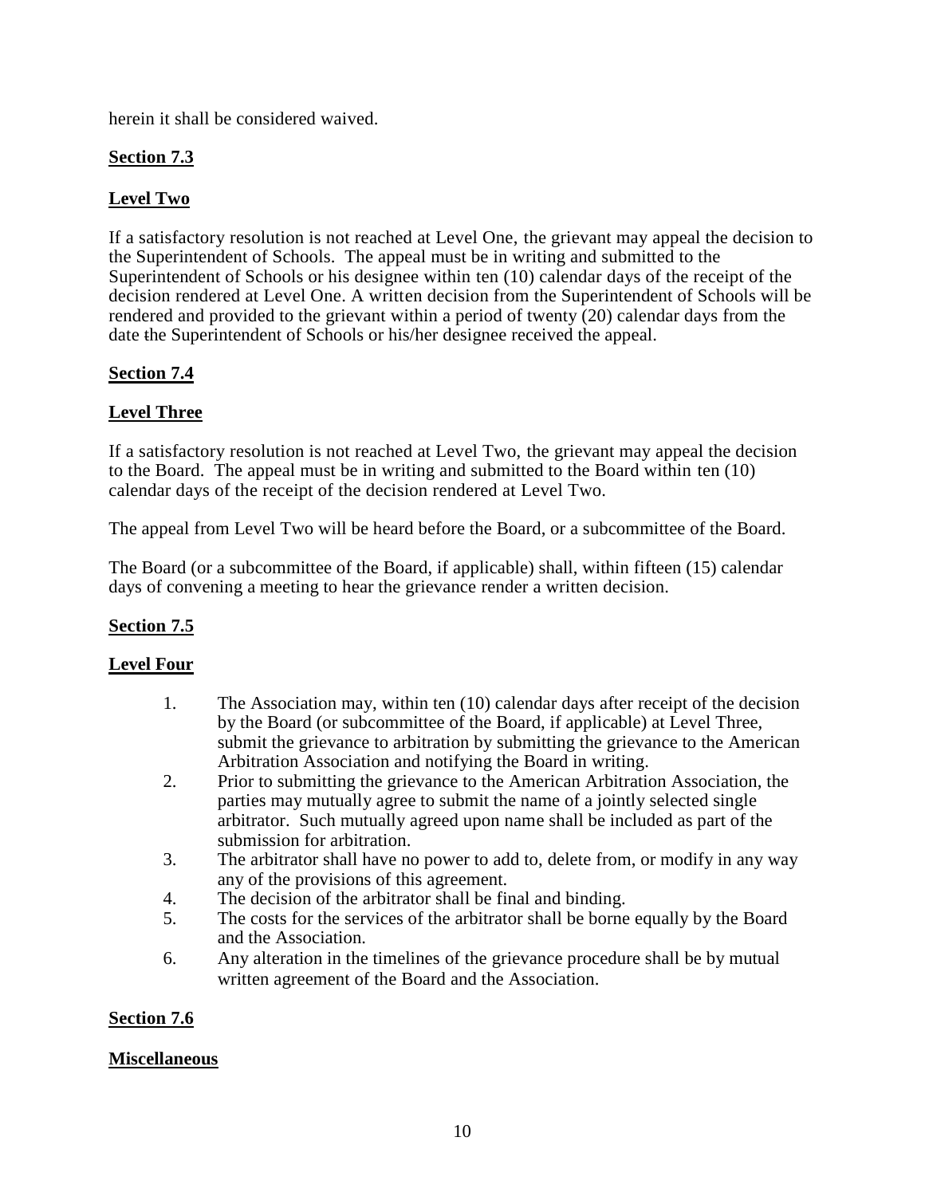herein it shall be considered waived.

**Section 7.3**

**Level Two**

If a satisfactory resolution is not reached at Level One, the grievant may appeal the decision to the Superintendent of Schools. The appeal must be in writing and submitted to the Superintendent of Schools or his designee within ten (10) calendar days of the receipt of the decision rendered at Level One. A written decision from the Superintendent of Schools will be rendered and provided to the grievant within a period of twenty (20) calendar days from the date the Superintendent of Schools or his/her designee received the appeal.

**Section 7.4**

**Level Three**

If a satisfactory resolution is not reached at Level Two, the grievant may appeal the decision to the Board. The appeal must be in writing and submitted to the Board within ten (10) calendar days of the receipt of the decision rendered at Level Two.

The appeal from Level Two will be heard before the Board, or a subcommittee of the Board.

The Board (or a subcommittee of the Board, if applicable) shall, within fifteen (15) calendar days of convening a meeting to hear the grievance render a written decision.

**Section 7.5**

**Level Four**

1. The Association may, within ten (10) calendar days after receipt of the decision by the Board (or subcommittee of the Board, if applicable) at Level Three, submit the grievance to arbitration by submitting the grievance to the American Arbitration Association and notifying the Board in writing.
2. Prior to submitting the grievance to the American Arbitration Association, the parties may mutually agree to submit the name of a jointly selected single arbitrator. Such mutually agreed upon name shall be included as part of the submission for arbitration.
3. The arbitrator shall have no power to add to, delete from, or modify in any way any of the provisions of this agreement.
4. The decision of the arbitrator shall be final and binding.
5. The costs for the services of the arbitrator shall be borne equally by the Board and the Association.
6. Any alteration in the timelines of the grievance procedure shall be by mutual written agreement of the Board and the Association.

**Section 7.6**

**Miscellaneous**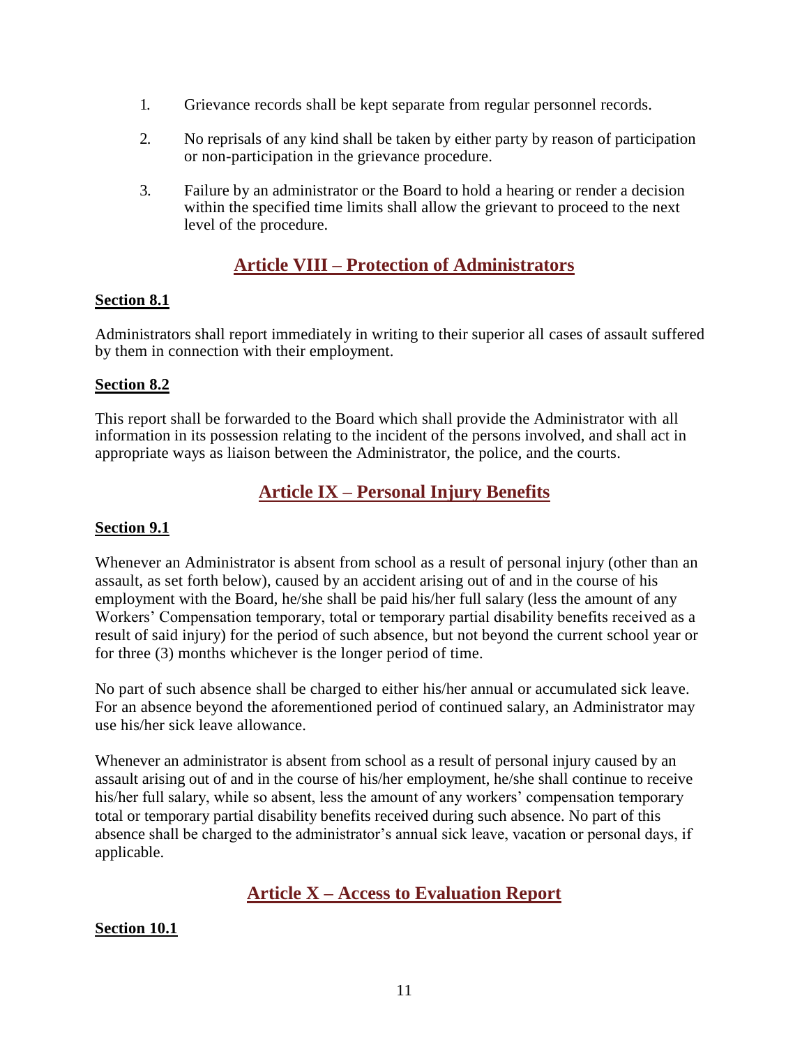1. Grievance records shall be kept separate from regular personnel records.

2. No reprisals of any kind shall be taken by either party by reason of participation or non-participation in the grievance procedure.

3. Failure by an administrator or the Board to hold a hearing or render a decision within the specified time limits shall allow the grievant to proceed to the next level of the procedure.

## Article VIII – Protection of Administrators

**Section 8.1**

Administrators shall report immediately in writing to their superior all cases of assault suffered by them in connection with their employment.

**Section 8.2**

This report shall be forwarded to the Board which shall provide the Administrator with all information in its possession relating to the incident of the persons involved, and shall act in appropriate ways as liaison between the Administrator, the police, and the courts.

## Article IX – Personal Injury Benefits

**Section 9.1**

Whenever an Administrator is absent from school as a result of personal injury (other than an assault, as set forth below), caused by an accident arising out of and in the course of his employment with the Board, he/she shall be paid his/her full salary (less the amount of any Workers' Compensation temporary, total or temporary partial disability benefits received as a result of said injury) for the period of such absence, but not beyond the current school year or for three (3) months whichever is the longer period of time.

No part of such absence shall be charged to either his/her annual or accumulated sick leave. For an absence beyond the aforementioned period of continued salary, an Administrator may use his/her sick leave allowance.

Whenever an administrator is absent from school as a result of personal injury caused by an assault arising out of and in the course of his/her employment, he/she shall continue to receive his/her full salary, while so absent, less the amount of any workers' compensation temporary total or temporary partial disability benefits received during such absence. No part of this absence shall be charged to the administrator's annual sick leave, vacation or personal days, if applicable.

## Article X – Access to Evaluation Report

**Section 10.1**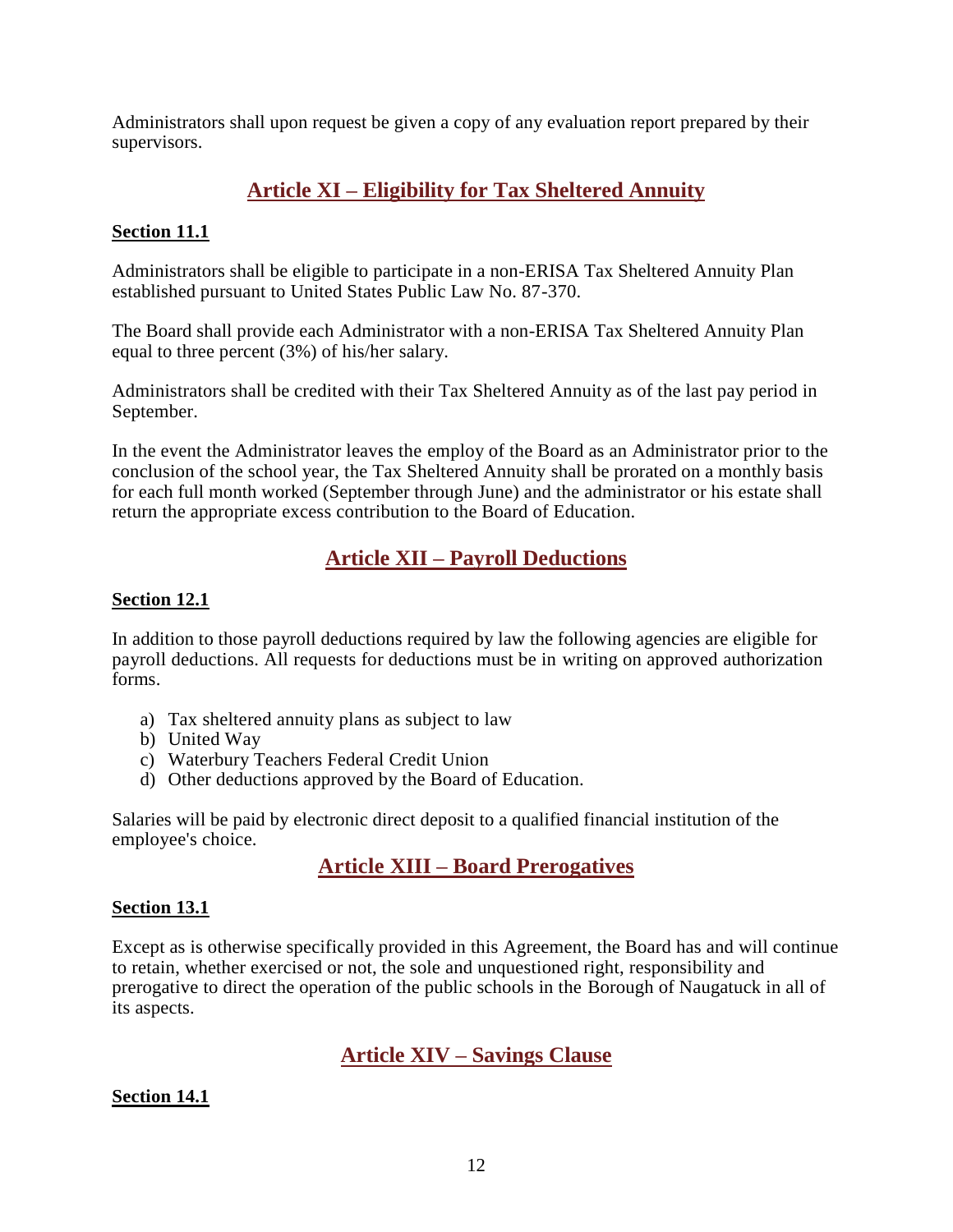Administrators shall upon request be given a copy of any evaluation report prepared by their supervisors.

## Article XI – Eligibility for Tax Sheltered Annuity

### Section 11.1

Administrators shall be eligible to participate in a non-ERISA Tax Sheltered Annuity Plan established pursuant to United States Public Law No. 87-370.

The Board shall provide each Administrator with a non-ERISA Tax Sheltered Annuity Plan equal to three percent (3%) of his/her salary.

Administrators shall be credited with their Tax Sheltered Annuity as of the last pay period in September.

In the event the Administrator leaves the employ of the Board as an Administrator prior to the conclusion of the school year, the Tax Sheltered Annuity shall be prorated on a monthly basis for each full month worked (September through June) and the administrator or his estate shall return the appropriate excess contribution to the Board of Education.

## Article XII – Payroll Deductions

### Section 12.1

In addition to those payroll deductions required by law the following agencies are eligible for payroll deductions. All requests for deductions must be in writing on approved authorization forms.

a) Tax sheltered annuity plans as subject to law
b) United Way
c) Waterbury Teachers Federal Credit Union
d) Other deductions approved by the Board of Education.

Salaries will be paid by electronic direct deposit to a qualified financial institution of the employee's choice.

## Article XIII – Board Prerogatives

### Section 13.1

Except as is otherwise specifically provided in this Agreement, the Board has and will continue to retain, whether exercised or not, the sole and unquestioned right, responsibility and prerogative to direct the operation of the public schools in the Borough of Naugatuck in all of its aspects.

## Article XIV – Savings Clause

### Section 14.1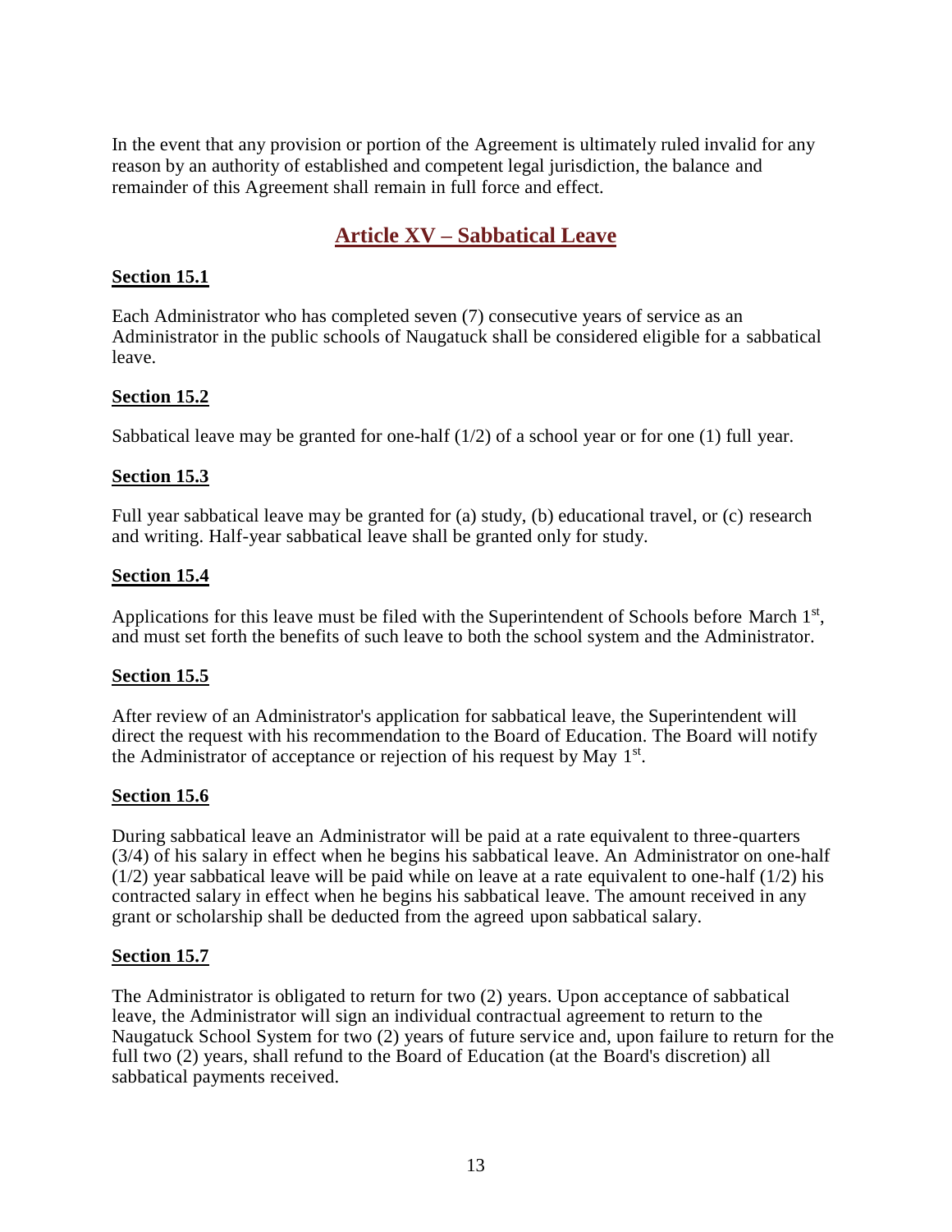In the event that any provision or portion of the Agreement is ultimately ruled invalid for any reason by an authority of established and competent legal jurisdiction, the balance and remainder of this Agreement shall remain in full force and effect.

## Article XV – Sabbatical Leave

### Section 15.1

Each Administrator who has completed seven (7) consecutive years of service as an Administrator in the public schools of Naugatuck shall be considered eligible for a sabbatical leave.

### Section 15.2

Sabbatical leave may be granted for one-half (1/2) of a school year or for one (1) full year.

### Section 15.3

Full year sabbatical leave may be granted for (a) study, (b) educational travel, or (c) research and writing. Half-year sabbatical leave shall be granted only for study.

### Section 15.4

Applications for this leave must be filed with the Superintendent of Schools before March 1st, and must set forth the benefits of such leave to both the school system and the Administrator.

### Section 15.5

After review of an Administrator's application for sabbatical leave, the Superintendent will direct the request with his recommendation to the Board of Education. The Board will notify the Administrator of acceptance or rejection of his request by May 1st.

### Section 15.6

During sabbatical leave an Administrator will be paid at a rate equivalent to three-quarters (3/4) of his salary in effect when he begins his sabbatical leave. An Administrator on one-half (1/2) year sabbatical leave will be paid while on leave at a rate equivalent to one-half (1/2) his contracted salary in effect when he begins his sabbatical leave. The amount received in any grant or scholarship shall be deducted from the agreed upon sabbatical salary.

### Section 15.7

The Administrator is obligated to return for two (2) years. Upon acceptance of sabbatical leave, the Administrator will sign an individual contractual agreement to return to the Naugatuck School System for two (2) years of future service and, upon failure to return for the full two (2) years, shall refund to the Board of Education (at the Board's discretion) all sabbatical payments received.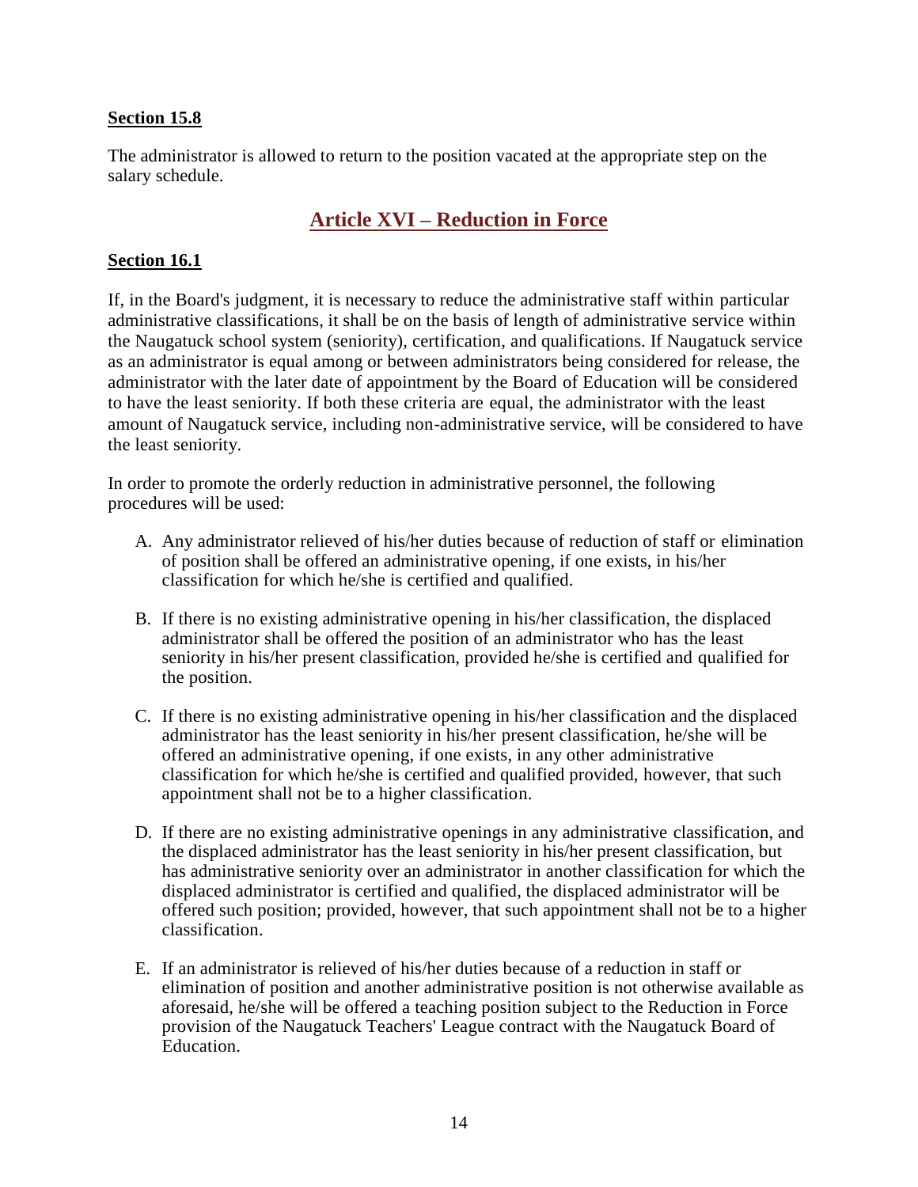**Section 15.8**

The administrator is allowed to return to the position vacated at the appropriate step on the salary schedule.

## Article XVI – Reduction in Force

**Section 16.1**

If, in the Board's judgment, it is necessary to reduce the administrative staff within particular administrative classifications, it shall be on the basis of length of administrative service within the Naugatuck school system (seniority), certification, and qualifications. If Naugatuck service as an administrator is equal among or between administrators being considered for release, the administrator with the later date of appointment by the Board of Education will be considered to have the least seniority. If both these criteria are equal, the administrator with the least amount of Naugatuck service, including non-administrative service, will be considered to have the least seniority.

In order to promote the orderly reduction in administrative personnel, the following procedures will be used:

A. Any administrator relieved of his/her duties because of reduction of staff or elimination of position shall be offered an administrative opening, if one exists, in his/her classification for which he/she is certified and qualified.

B. If there is no existing administrative opening in his/her classification, the displaced administrator shall be offered the position of an administrator who has the least seniority in his/her present classification, provided he/she is certified and qualified for the position.

C. If there is no existing administrative opening in his/her classification and the displaced administrator has the least seniority in his/her present classification, he/she will be offered an administrative opening, if one exists, in any other administrative classification for which he/she is certified and qualified provided, however, that such appointment shall not be to a higher classification.

D. If there are no existing administrative openings in any administrative classification, and the displaced administrator has the least seniority in his/her present classification, but has administrative seniority over an administrator in another classification for which the displaced administrator is certified and qualified, the displaced administrator will be offered such position; provided, however, that such appointment shall not be to a higher classification.

E. If an administrator is relieved of his/her duties because of a reduction in staff or elimination of position and another administrative position is not otherwise available as aforesaid, he/she will be offered a teaching position subject to the Reduction in Force provision of the Naugatuck Teachers' League contract with the Naugatuck Board of Education.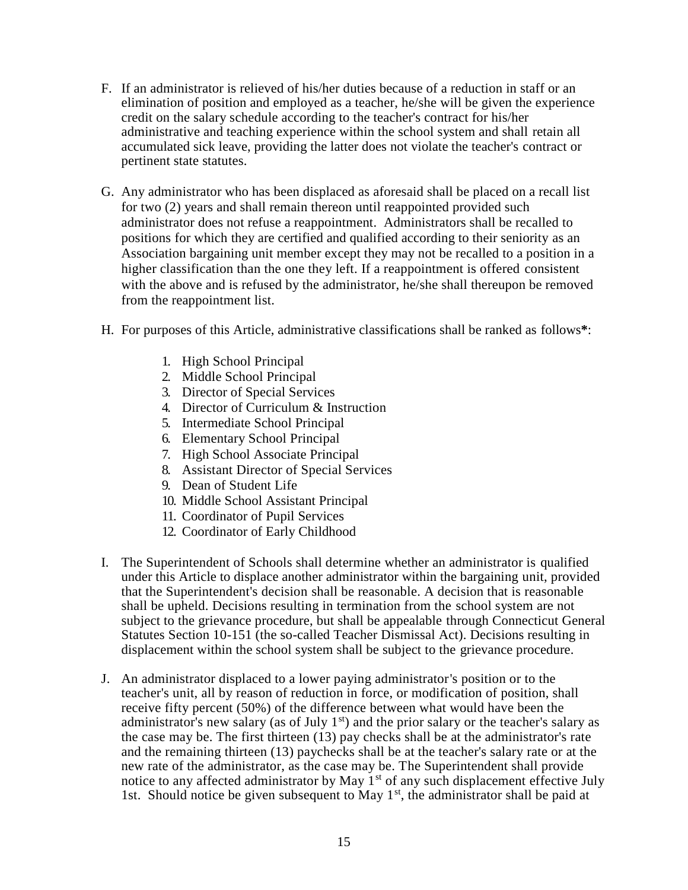F. If an administrator is relieved of his/her duties because of a reduction in staff or an elimination of position and employed as a teacher, he/she will be given the experience credit on the salary schedule according to the teacher's contract for his/her administrative and teaching experience within the school system and shall retain all accumulated sick leave, providing the latter does not violate the teacher's contract or pertinent state statutes.

G. Any administrator who has been displaced as aforesaid shall be placed on a recall list for two (2) years and shall remain thereon until reappointed provided such administrator does not refuse a reappointment. Administrators shall be recalled to positions for which they are certified and qualified according to their seniority as an Association bargaining unit member except they may not be recalled to a position in a higher classification than the one they left. If a reappointment is offered consistent with the above and is refused by the administrator, he/she shall thereupon be removed from the reappointment list.

H. For purposes of this Article, administrative classifications shall be ranked as follows**\***:

   1. High School Principal
   2. Middle School Principal
   3. Director of Special Services
   4. Director of Curriculum & Instruction
   5. Intermediate School Principal
   6. Elementary School Principal
   7. High School Associate Principal
   8. Assistant Director of Special Services
   9. Dean of Student Life
   10. Middle School Assistant Principal
   11. Coordinator of Pupil Services
   12. Coordinator of Early Childhood

I. The Superintendent of Schools shall determine whether an administrator is qualified under this Article to displace another administrator within the bargaining unit, provided that the Superintendent's decision shall be reasonable. A decision that is reasonable shall be upheld. Decisions resulting in termination from the school system are not subject to the grievance procedure, but shall be appealable through Connecticut General Statutes Section 10-151 (the so-called Teacher Dismissal Act). Decisions resulting in displacement within the school system shall be subject to the grievance procedure.

J. An administrator displaced to a lower paying administrator's position or to the teacher's unit, all by reason of reduction in force, or modification of position, shall receive fifty percent (50%) of the difference between what would have been the administrator's new salary (as of July 1st) and the prior salary or the teacher's salary as the case may be. The first thirteen (13) pay checks shall be at the administrator's rate and the remaining thirteen (13) paychecks shall be at the teacher's salary rate or at the new rate of the administrator, as the case may be. The Superintendent shall provide notice to any affected administrator by May 1st of any such displacement effective July 1st. Should notice be given subsequent to May 1st, the administrator shall be paid at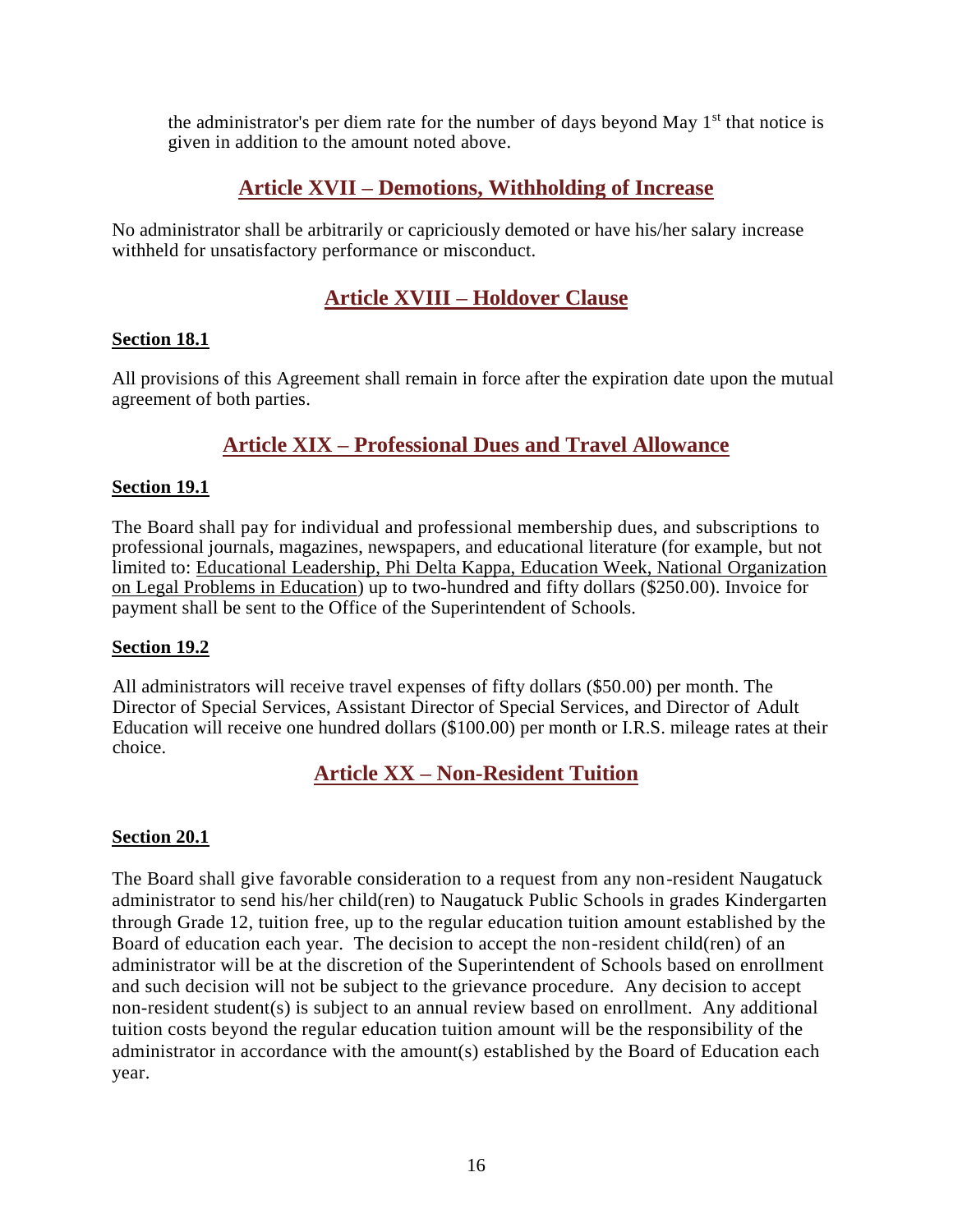the administrator's per diem rate for the number of days beyond May 1st that notice is given in addition to the amount noted above.

## Article XVII – Demotions, Withholding of Increase

No administrator shall be arbitrarily or capriciously demoted or have his/her salary increase withheld for unsatisfactory performance or misconduct.

## Article XVIII – Holdover Clause

### Section 18.1

All provisions of this Agreement shall remain in force after the expiration date upon the mutual agreement of both parties.

## Article XIX – Professional Dues and Travel Allowance

### Section 19.1

The Board shall pay for individual and professional membership dues, and subscriptions to professional journals, magazines, newspapers, and educational literature (for example, but not limited to: Educational Leadership, Phi Delta Kappa, Education Week, National Organization on Legal Problems in Education) up to two-hundred and fifty dollars ($250.00). Invoice for payment shall be sent to the Office of the Superintendent of Schools.

### Section 19.2

All administrators will receive travel expenses of fifty dollars ($50.00) per month. The Director of Special Services, Assistant Director of Special Services, and Director of Adult Education will receive one hundred dollars ($100.00) per month or I.R.S. mileage rates at their choice.

## Article XX – Non-Resident Tuition

### Section 20.1

The Board shall give favorable consideration to a request from any non-resident Naugatuck administrator to send his/her child(ren) to Naugatuck Public Schools in grades Kindergarten through Grade 12, tuition free, up to the regular education tuition amount established by the Board of education each year. The decision to accept the non-resident child(ren) of an administrator will be at the discretion of the Superintendent of Schools based on enrollment and such decision will not be subject to the grievance procedure. Any decision to accept non-resident student(s) is subject to an annual review based on enrollment. Any additional tuition costs beyond the regular education tuition amount will be the responsibility of the administrator in accordance with the amount(s) established by the Board of Education each year.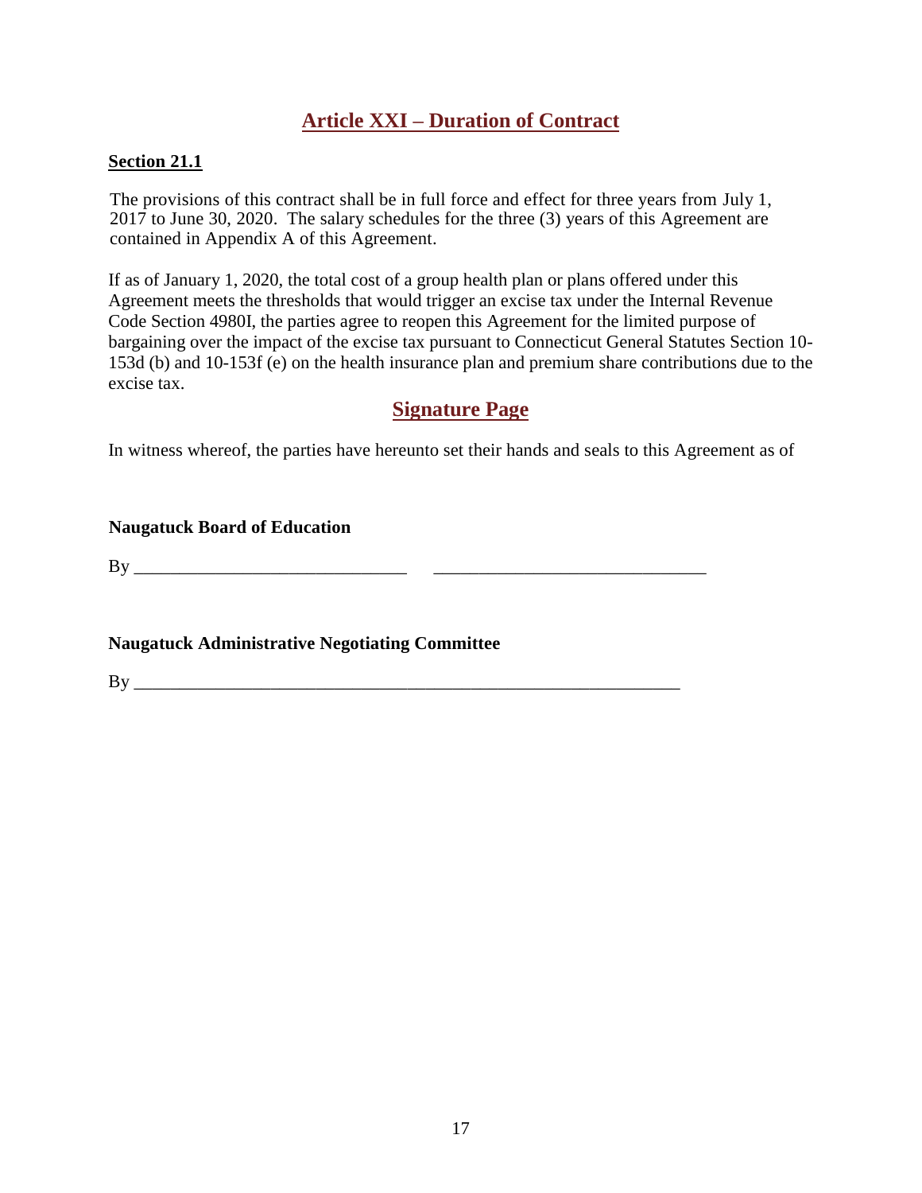## Article XXI – Duration of Contract

**Section 21.1**

The provisions of this contract shall be in full force and effect for three years from July 1, 2017 to June 30, 2020. The salary schedules for the three (3) years of this Agreement are contained in Appendix A of this Agreement.

If as of January 1, 2020, the total cost of a group health plan or plans offered under this Agreement meets the thresholds that would trigger an excise tax under the Internal Revenue Code Section 4980I, the parties agree to reopen this Agreement for the limited purpose of bargaining over the impact of the excise tax pursuant to Connecticut General Statutes Section 10-153d (b) and 10-153f (e) on the health insurance plan and premium share contributions due to the excise tax.

## Signature Page

In witness whereof, the parties have hereunto set their hands and seals to this Agreement as of

**Naugatuck Board of Education**

By ______________________________ ______________________________

**Naugatuck Administrative Negotiating Committee**

By ____________________________________________________________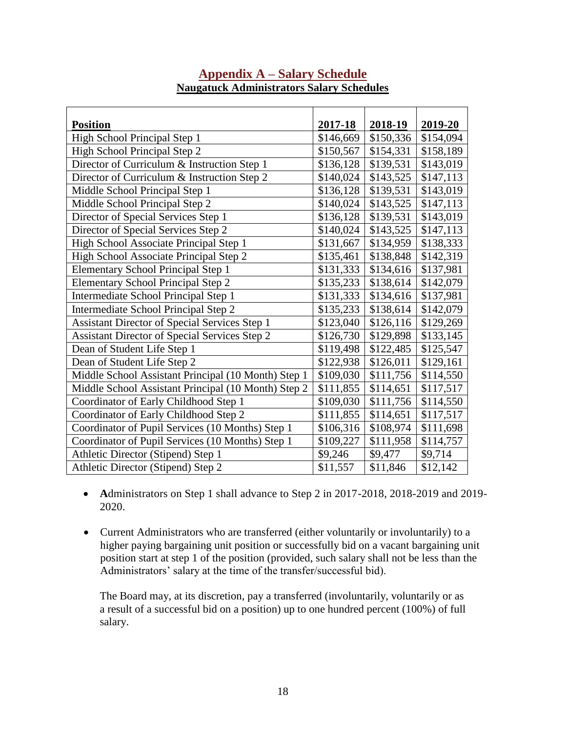## Appendix A – Salary Schedule

**Naugatuck Administrators Salary Schedules**

| Position | 2017-18 | 2018-19 | 2019-20 |
|---|---|---|---|
| High School Principal Step 1 | \$146,669 | \$150,336 | \$154,094 |
| High School Principal Step 2 | \$150,567 | \$154,331 | \$158,189 |
| Director of Curriculum & Instruction Step 1 | \$136,128 | \$139,531 | \$143,019 |
| Director of Curriculum & Instruction Step 2 | \$140,024 | \$143,525 | \$147,113 |
| Middle School Principal Step 1 | \$136,128 | \$139,531 | \$143,019 |
| Middle School Principal Step 2 | \$140,024 | \$143,525 | \$147,113 |
| Director of Special Services Step 1 | \$136,128 | \$139,531 | \$143,019 |
| Director of Special Services Step 2 | \$140,024 | \$143,525 | \$147,113 |
| High School Associate Principal Step 1 | \$131,667 | \$134,959 | \$138,333 |
| High School Associate Principal Step 2 | \$135,461 | \$138,848 | \$142,319 |
| Elementary School Principal Step 1 | \$131,333 | \$134,616 | \$137,981 |
| Elementary School Principal Step 2 | \$135,233 | \$138,614 | \$142,079 |
| Intermediate School Principal Step 1 | \$131,333 | \$134,616 | \$137,981 |
| Intermediate School Principal Step 2 | \$135,233 | \$138,614 | \$142,079 |
| Assistant Director of Special Services Step 1 | \$123,040 | \$126,116 | \$129,269 |
| Assistant Director of Special Services Step 2 | \$126,730 | \$129,898 | \$133,145 |
| Dean of Student Life Step 1 | \$119,498 | \$122,485 | \$125,547 |
| Dean of Student Life Step 2 | \$122,938 | \$126,011 | \$129,161 |
| Middle School Assistant Principal (10 Month) Step 1 | \$109,030 | \$111,756 | \$114,550 |
| Middle School Assistant Principal (10 Month) Step 2 | \$111,855 | \$114,651 | \$117,517 |
| Coordinator of Early Childhood Step 1 | \$109,030 | \$111,756 | \$114,550 |
| Coordinator of Early Childhood Step 2 | \$111,855 | \$114,651 | \$117,517 |
| Coordinator of Pupil Services (10 Months) Step 1 | \$106,316 | \$108,974 | \$111,698 |
| Coordinator of Pupil Services (10 Months) Step 1 | \$109,227 | \$111,958 | \$114,757 |
| Athletic Director (Stipend) Step 1 | \$9,246 | \$9,477 | \$9,714 |
| Athletic Director (Stipend) Step 2 | \$11,557 | \$11,846 | \$12,142 |

- **A**dministrators on Step 1 shall advance to Step 2 in 2017-2018, 2018-2019 and 2019-2020.

- Current Administrators who are transferred (either voluntarily or involuntarily) to a higher paying bargaining unit position or successfully bid on a vacant bargaining unit position start at step 1 of the position (provided, such salary shall not be less than the Administrators' salary at the time of the transfer/successful bid).

  The Board may, at its discretion, pay a transferred (involuntarily, voluntarily or as a result of a successful bid on a position) up to one hundred percent (100%) of full salary.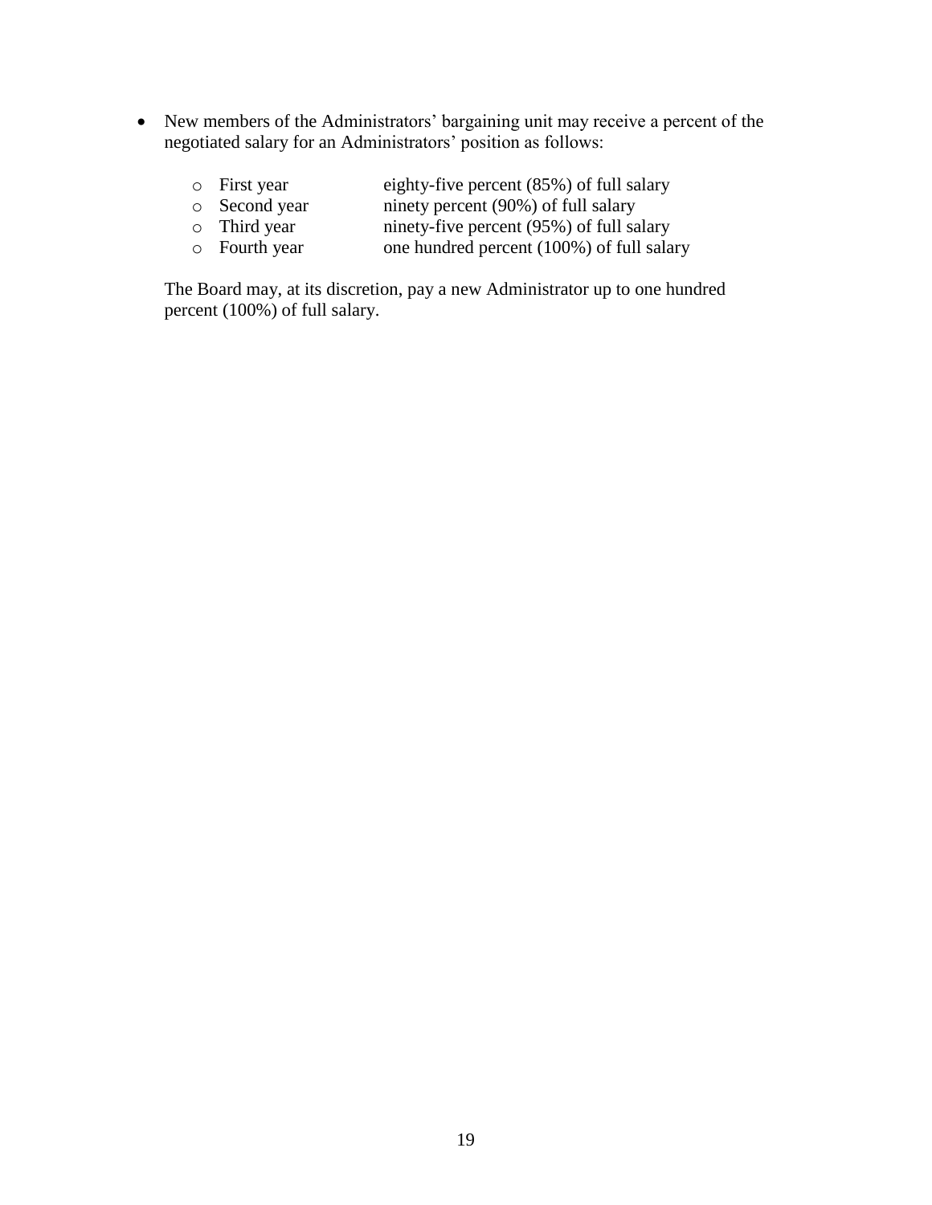- New members of the Administrators' bargaining unit may receive a percent of the negotiated salary for an Administrators' position as follows:

  - First year — eighty-five percent (85%) of full salary
  - Second year — ninety percent (90%) of full salary
  - Third year — ninety-five percent (95%) of full salary
  - Fourth year — one hundred percent (100%) of full salary

  The Board may, at its discretion, pay a new Administrator up to one hundred percent (100%) of full salary.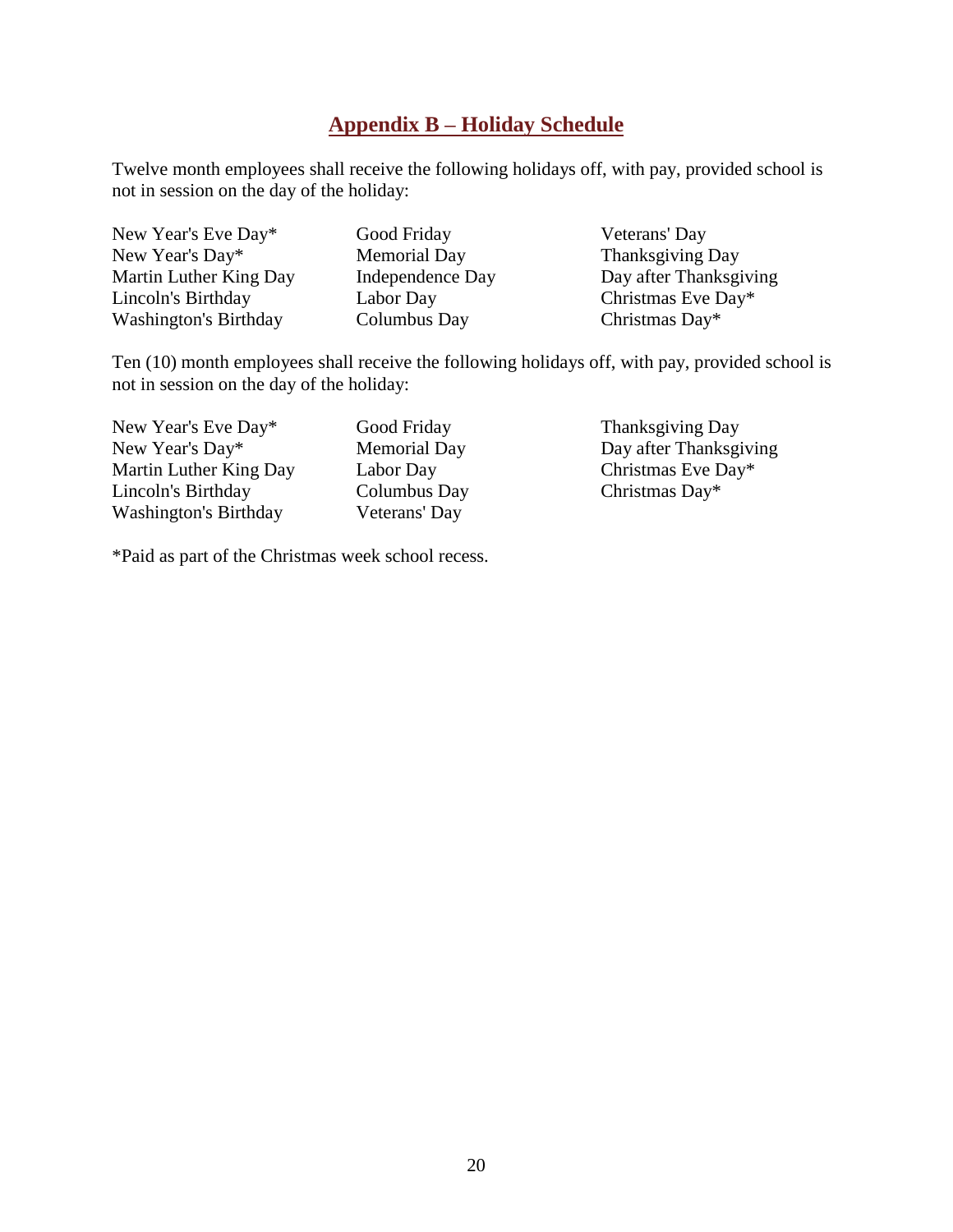## Appendix B – Holiday Schedule

Twelve month employees shall receive the following holidays off, with pay, provided school is not in session on the day of the holiday:

| | | |
|---|---|---|
| New Year's Eve Day* | Good Friday | Veterans' Day |
| New Year's Day* | Memorial Day | Thanksgiving Day |
| Martin Luther King Day | Independence Day | Day after Thanksgiving |
| Lincoln's Birthday | Labor Day | Christmas Eve Day* |
| Washington's Birthday | Columbus Day | Christmas Day* |

Ten (10) month employees shall receive the following holidays off, with pay, provided school is not in session on the day of the holiday:

| | | |
|---|---|---|
| New Year's Eve Day* | Good Friday | Thanksgiving Day |
| New Year's Day* | Memorial Day | Day after Thanksgiving |
| Martin Luther King Day | Labor Day | Christmas Eve Day* |
| Lincoln's Birthday | Columbus Day | Christmas Day* |
| Washington's Birthday | Veterans' Day | |

*Paid as part of the Christmas week school recess.